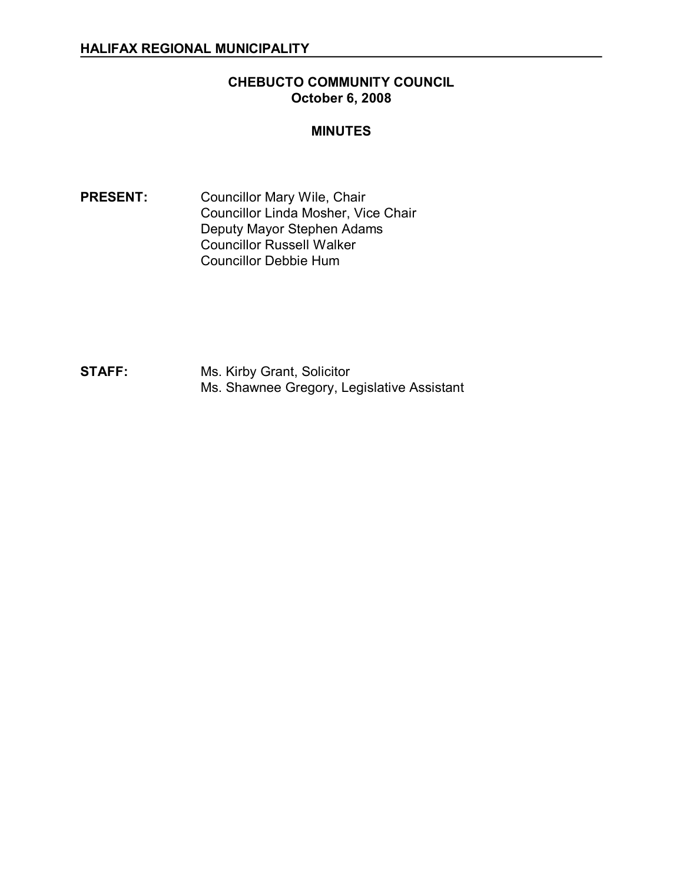**HALIFAX REGIONAL MUNICIPALITY**

**CHEBUCTO COMMUNITY COUNCIL**
**October 6, 2008**

**MINUTES**

**PRESENT:** Councillor Mary Wile, Chair
Councillor Linda Mosher, Vice Chair
Deputy Mayor Stephen Adams
Councillor Russell Walker
Councillor Debbie Hum

**STAFF:** Ms. Kirby Grant, Solicitor
Ms. Shawnee Gregory, Legislative Assistant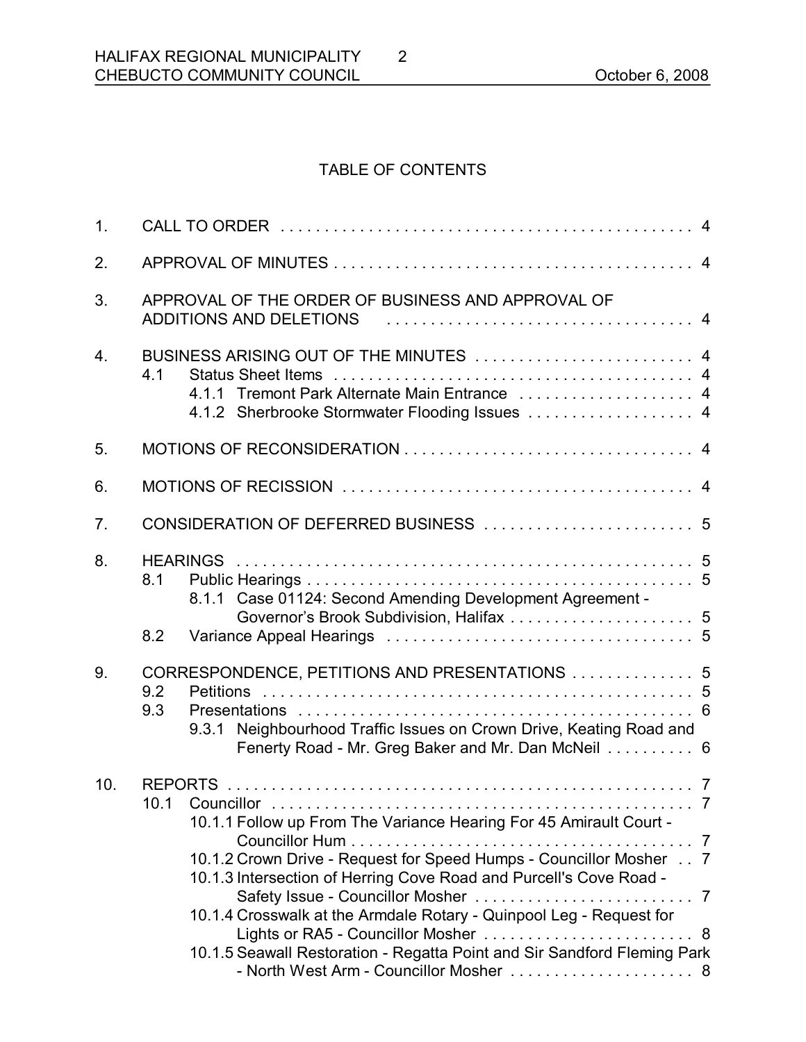## TABLE OF CONTENTS

1. CALL TO ORDER . . . . . . . . . . . . . . . . . . . . . . . . . . . . . . . . . . . . . . . . . . . . . . . 4
2. APPROVAL OF MINUTES . . . . . . . . . . . . . . . . . . . . . . . . . . . . . . . . . . . . . . . . . 4
3. APPROVAL OF THE ORDER OF BUSINESS AND APPROVAL OF ADDITIONS AND DELETIONS . . . . . . . . . . . . . . . . . . . . . . . . . . . . . . . . . . . 4
4. BUSINESS ARISING OUT OF THE MINUTES . . . . . . . . . . . . . . . . . . . . . . . . . 4
   - 4.1 Status Sheet Items . . . . . . . . . . . . . . . . . . . . . . . . . . . . . . . . . . . . . . . . . 4
     - 4.1.1 Tremont Park Alternate Main Entrance . . . . . . . . . . . . . . . . . . . . 4
     - 4.1.2 Sherbrooke Stormwater Flooding Issues . . . . . . . . . . . . . . . . . . . 4
5. MOTIONS OF RECONSIDERATION . . . . . . . . . . . . . . . . . . . . . . . . . . . . . . . . 4
6. MOTIONS OF RECISSION . . . . . . . . . . . . . . . . . . . . . . . . . . . . . . . . . . . . . . . 4
7. CONSIDERATION OF DEFERRED BUSINESS . . . . . . . . . . . . . . . . . . . . . . . . 5
8. HEARINGS . . . . . . . . . . . . . . . . . . . . . . . . . . . . . . . . . . . . . . . . . . . . . . . . . . . 5
   - 8.1 Public Hearings . . . . . . . . . . . . . . . . . . . . . . . . . . . . . . . . . . . . . . . . . . . . 5
     - 8.1.1 Case 01124: Second Amending Development Agreement - Governor's Brook Subdivision, Halifax . . . . . . . . . . . . . . . . . . . . . 5
   - 8.2 Variance Appeal Hearings . . . . . . . . . . . . . . . . . . . . . . . . . . . . . . . . . . 5
9. CORRESPONDENCE, PETITIONS AND PRESENTATIONS . . . . . . . . . . . . . . 5
   - 9.2 Petitions . . . . . . . . . . . . . . . . . . . . . . . . . . . . . . . . . . . . . . . . . . . . . . . . . 5
   - 9.3 Presentations . . . . . . . . . . . . . . . . . . . . . . . . . . . . . . . . . . . . . . . . . . . . 6
     - 9.3.1 Neighbourhood Traffic Issues on Crown Drive, Keating Road and Fenerty Road - Mr. Greg Baker and Mr. Dan McNeil . . . . . . . . . . 6
10. REPORTS . . . . . . . . . . . . . . . . . . . . . . . . . . . . . . . . . . . . . . . . . . . . . . . . . . . . 7
    - 10.1 Councillor . . . . . . . . . . . . . . . . . . . . . . . . . . . . . . . . . . . . . . . . . . . . . . . . 7
      - 10.1.1 Follow up From The Variance Hearing For 45 Amirault Court - Councillor Hum . . . . . . . . . . . . . . . . . . . . . . . . . . . . . . . . . . . . . . . 7
      - 10.1.2 Crown Drive - Request for Speed Humps - Councillor Mosher . . 7
      - 10.1.3 Intersection of Herring Cove Road and Purcell's Cove Road - Safety Issue - Councillor Mosher . . . . . . . . . . . . . . . . . . . . . . . . . 7
      - 10.1.4 Crosswalk at the Armdale Rotary - Quinpool Leg - Request for Lights or RA5 - Councillor Mosher . . . . . . . . . . . . . . . . . . . . . . . . 8
      - 10.1.5 Seawall Restoration - Regatta Point and Sir Sandford Fleming Park - North West Arm - Councillor Mosher . . . . . . . . . . . . . . . . . . . . . 8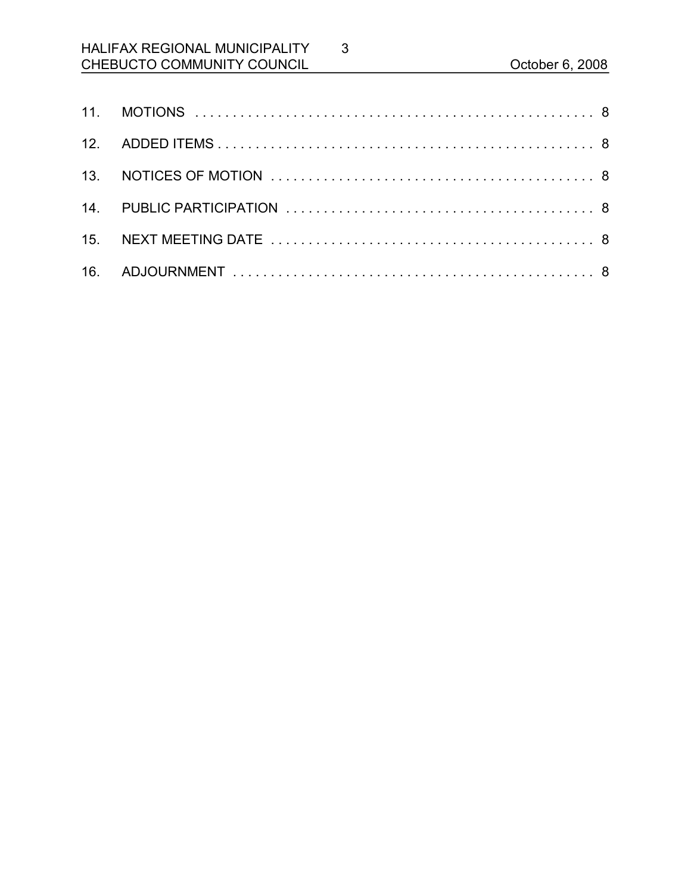11. MOTIONS . . . . . . . . . . . . . . . . . . . . . . . . . . . . . . . . . . . . . . . . . . . . . . . . . . . . . 8
12. ADDED ITEMS . . . . . . . . . . . . . . . . . . . . . . . . . . . . . . . . . . . . . . . . . . . . . . . . . . 8
13. NOTICES OF MOTION . . . . . . . . . . . . . . . . . . . . . . . . . . . . . . . . . . . . . . . . . . . 8
14. PUBLIC PARTICIPATION . . . . . . . . . . . . . . . . . . . . . . . . . . . . . . . . . . . . . . . . 8
15. NEXT MEETING DATE . . . . . . . . . . . . . . . . . . . . . . . . . . . . . . . . . . . . . . . . . . 8
16. ADJOURNMENT . . . . . . . . . . . . . . . . . . . . . . . . . . . . . . . . . . . . . . . . . . . . . . . 8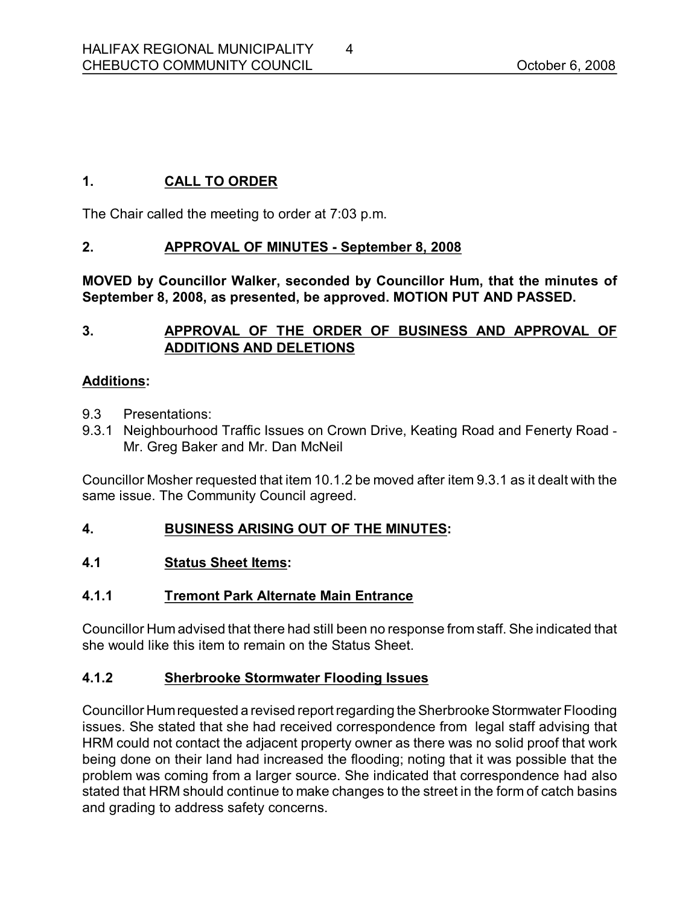## 1. CALL TO ORDER

The Chair called the meeting to order at 7:03 p.m.

## 2. APPROVAL OF MINUTES - September 8, 2008

**MOVED by Councillor Walker, seconded by Councillor Hum, that the minutes of September 8, 2008, as presented, be approved. MOTION PUT AND PASSED.**

## 3. APPROVAL OF THE ORDER OF BUSINESS AND APPROVAL OF ADDITIONS AND DELETIONS

**Additions:**

9.3 Presentations:
9.3.1 Neighbourhood Traffic Issues on Crown Drive, Keating Road and Fenerty Road - Mr. Greg Baker and Mr. Dan McNeil

Councillor Mosher requested that item 10.1.2 be moved after item 9.3.1 as it dealt with the same issue. The Community Council agreed.

## 4. BUSINESS ARISING OUT OF THE MINUTES:

### 4.1 Status Sheet Items:

### 4.1.1 Tremont Park Alternate Main Entrance

Councillor Hum advised that there had still been no response from staff. She indicated that she would like this item to remain on the Status Sheet.

### 4.1.2 Sherbrooke Stormwater Flooding Issues

Councillor Hum requested a revised report regarding the Sherbrooke Stormwater Flooding issues. She stated that she had received correspondence from legal staff advising that HRM could not contact the adjacent property owner as there was no solid proof that work being done on their land had increased the flooding; noting that it was possible that the problem was coming from a larger source. She indicated that correspondence had also stated that HRM should continue to make changes to the street in the form of catch basins and grading to address safety concerns.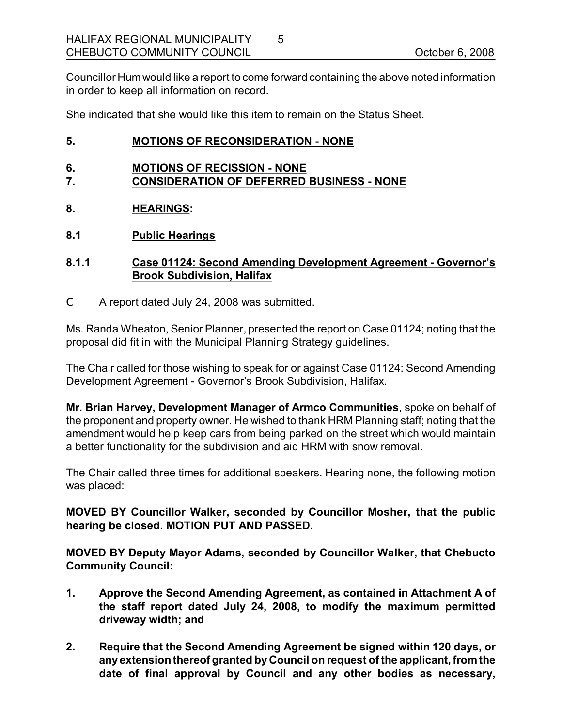Councillor Hum would like a report to come forward containing the above noted information in order to keep all information on record.

She indicated that she would like this item to remain on the Status Sheet.

## 5. MOTIONS OF RECONSIDERATION - NONE

## 6. MOTIONS OF RECISSION - NONE

## 7. CONSIDERATION OF DEFERRED BUSINESS - NONE

## 8. HEARINGS:

### 8.1 Public Hearings

### 8.1.1 Case 01124: Second Amending Development Agreement - Governor's Brook Subdivision, Halifax

- A report dated July 24, 2008 was submitted.

Ms. Randa Wheaton, Senior Planner, presented the report on Case 01124; noting that the proposal did fit in with the Municipal Planning Strategy guidelines.

The Chair called for those wishing to speak for or against Case 01124: Second Amending Development Agreement - Governor's Brook Subdivision, Halifax.

**Mr. Brian Harvey, Development Manager of Armco Communities**, spoke on behalf of the proponent and property owner. He wished to thank HRM Planning staff; noting that the amendment would help keep cars from being parked on the street which would maintain a better functionality for the subdivision and aid HRM with snow removal.

The Chair called three times for additional speakers. Hearing none, the following motion was placed:

**MOVED BY Councillor Walker, seconded by Councillor Mosher, that the public hearing be closed. MOTION PUT AND PASSED.**

**MOVED BY Deputy Mayor Adams, seconded by Councillor Walker, that Chebucto Community Council:**

1. **Approve the Second Amending Agreement, as contained in Attachment A of the staff report dated July 24, 2008, to modify the maximum permitted driveway width; and**
2. **Require that the Second Amending Agreement be signed within 120 days, or any extension thereof granted by Council on request of the applicant, from the date of final approval by Council and any other bodies as necessary,**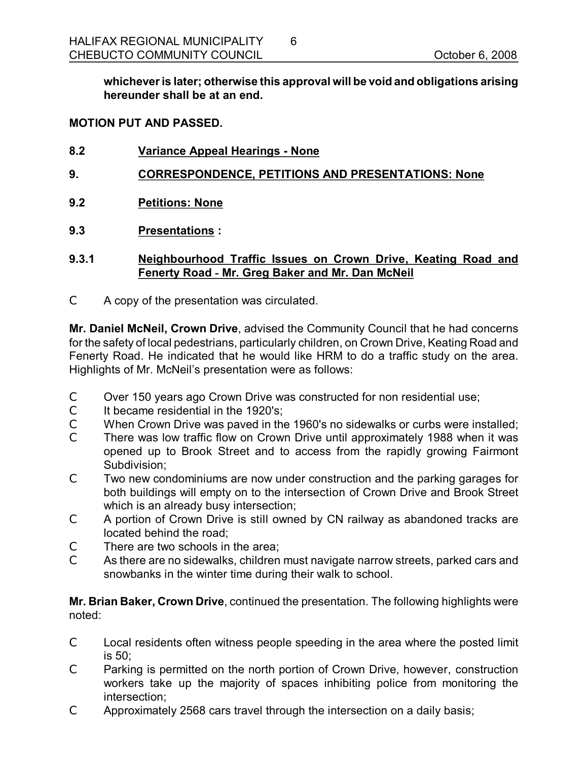**whichever is later; otherwise this approval will be void and obligations arising hereunder shall be at an end.**

**MOTION PUT AND PASSED.**

**8.2 Variance Appeal Hearings - None**

**9. CORRESPONDENCE, PETITIONS AND PRESENTATIONS: None**

**9.2 Petitions: None**

**9.3 Presentations :**

**9.3.1 Neighbourhood Traffic Issues on Crown Drive, Keating Road and Fenerty Road - Mr. Greg Baker and Mr. Dan McNeil**

- A copy of the presentation was circulated.

**Mr. Daniel McNeil, Crown Drive**, advised the Community Council that he had concerns for the safety of local pedestrians, particularly children, on Crown Drive, Keating Road and Fenerty Road. He indicated that he would like HRM to do a traffic study on the area. Highlights of Mr. McNeil's presentation were as follows:

- Over 150 years ago Crown Drive was constructed for non residential use;
- It became residential in the 1920's;
- When Crown Drive was paved in the 1960's no sidewalks or curbs were installed;
- There was low traffic flow on Crown Drive until approximately 1988 when it was opened up to Brook Street and to access from the rapidly growing Fairmont Subdivision;
- Two new condominiums are now under construction and the parking garages for both buildings will empty on to the intersection of Crown Drive and Brook Street which is an already busy intersection;
- A portion of Crown Drive is still owned by CN railway as abandoned tracks are located behind the road;
- There are two schools in the area;
- As there are no sidewalks, children must navigate narrow streets, parked cars and snowbanks in the winter time during their walk to school.

**Mr. Brian Baker, Crown Drive**, continued the presentation. The following highlights were noted:

- Local residents often witness people speeding in the area where the posted limit is 50;
- Parking is permitted on the north portion of Crown Drive, however, construction workers take up the majority of spaces inhibiting police from monitoring the intersection;
- Approximately 2568 cars travel through the intersection on a daily basis;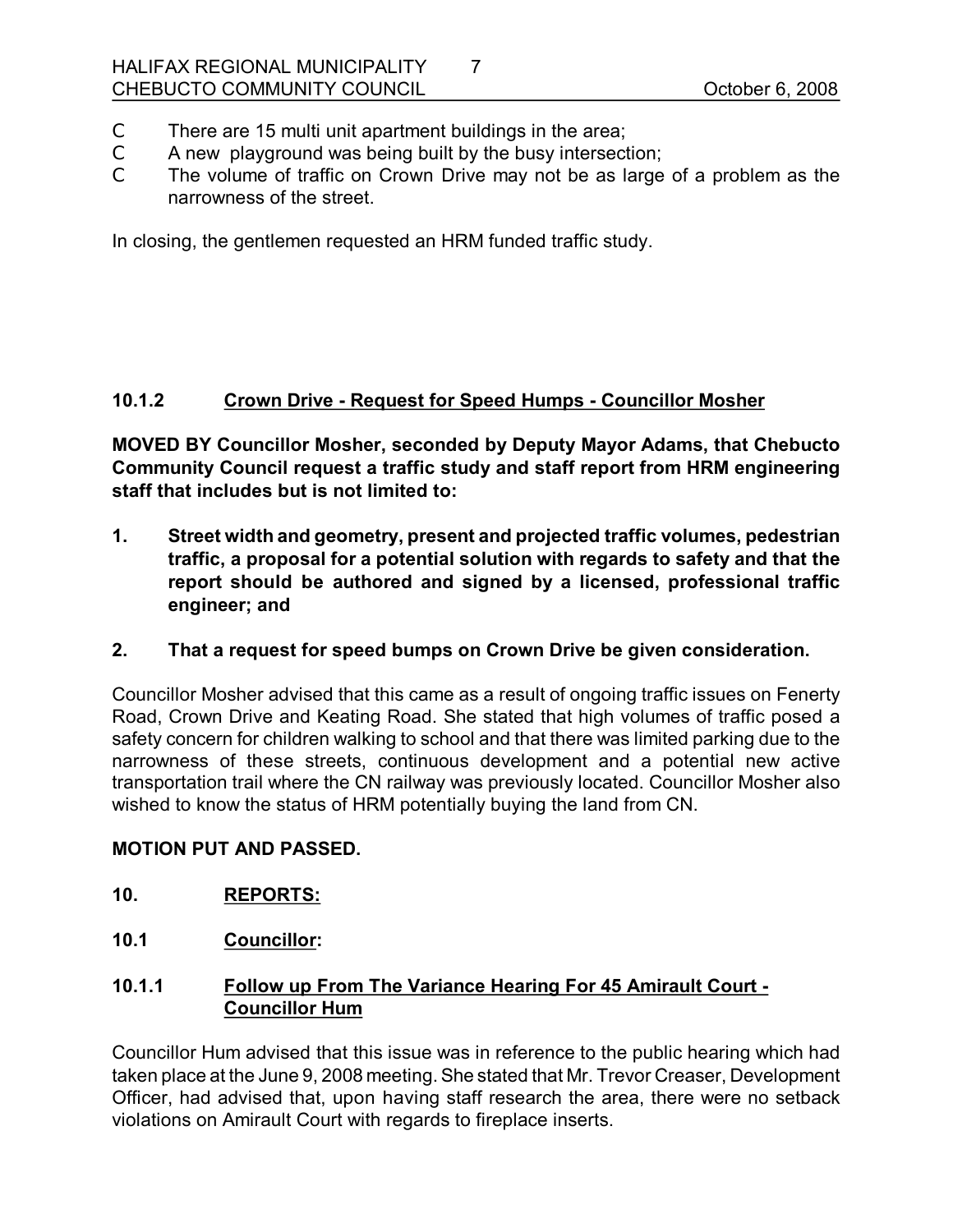- There are 15 multi unit apartment buildings in the area;
- A new playground was being built by the busy intersection;
- The volume of traffic on Crown Drive may not be as large of a problem as the narrowness of the street.

In closing, the gentlemen requested an HRM funded traffic study.

### 10.1.2 Crown Drive - Request for Speed Humps - Councillor Mosher

**MOVED BY Councillor Mosher, seconded by Deputy Mayor Adams, that Chebucto Community Council request a traffic study and staff report from HRM engineering staff that includes but is not limited to:**

1. **Street width and geometry, present and projected traffic volumes, pedestrian traffic, a proposal for a potential solution with regards to safety and that the report should be authored and signed by a licensed, professional traffic engineer; and**

2. **That a request for speed bumps on Crown Drive be given consideration.**

Councillor Mosher advised that this came as a result of ongoing traffic issues on Fenerty Road, Crown Drive and Keating Road. She stated that high volumes of traffic posed a safety concern for children walking to school and that there was limited parking due to the narrowness of these streets, continuous development and a potential new active transportation trail where the CN railway was previously located. Councillor Mosher also wished to know the status of HRM potentially buying the land from CN.

**MOTION PUT AND PASSED.**

## 10. REPORTS:

### 10.1 Councillor:

### 10.1.1 Follow up From The Variance Hearing For 45 Amirault Court - Councillor Hum

Councillor Hum advised that this issue was in reference to the public hearing which had taken place at the June 9, 2008 meeting. She stated that Mr. Trevor Creaser, Development Officer, had advised that, upon having staff research the area, there were no setback violations on Amirault Court with regards to fireplace inserts.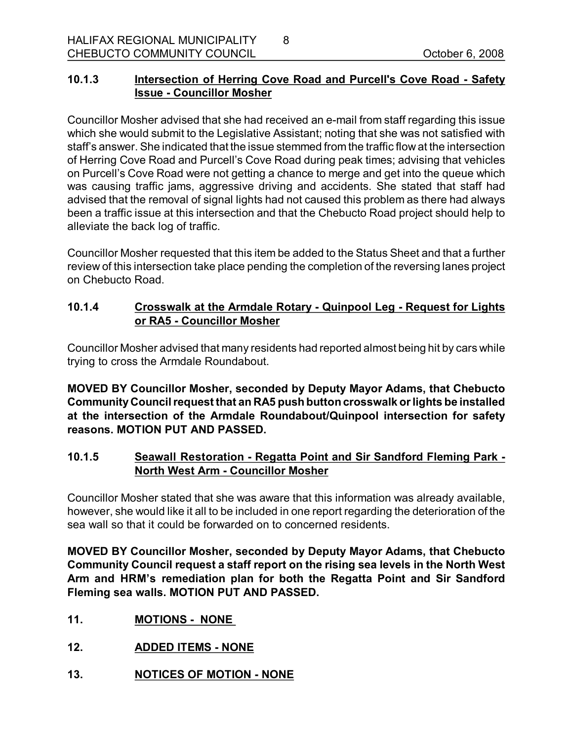### 10.1.3 Intersection of Herring Cove Road and Purcell's Cove Road - Safety Issue - Councillor Mosher

Councillor Mosher advised that she had received an e-mail from staff regarding this issue which she would submit to the Legislative Assistant; noting that she was not satisfied with staff's answer. She indicated that the issue stemmed from the traffic flow at the intersection of Herring Cove Road and Purcell's Cove Road during peak times; advising that vehicles on Purcell's Cove Road were not getting a chance to merge and get into the queue which was causing traffic jams, aggressive driving and accidents. She stated that staff had advised that the removal of signal lights had not caused this problem as there had always been a traffic issue at this intersection and that the Chebucto Road project should help to alleviate the back log of traffic.

Councillor Mosher requested that this item be added to the Status Sheet and that a further review of this intersection take place pending the completion of the reversing lanes project on Chebucto Road.

### 10.1.4 Crosswalk at the Armdale Rotary - Quinpool Leg - Request for Lights or RA5 - Councillor Mosher

Councillor Mosher advised that many residents had reported almost being hit by cars while trying to cross the Armdale Roundabout.

**MOVED BY Councillor Mosher, seconded by Deputy Mayor Adams, that Chebucto Community Council request that an RA5 push button crosswalk or lights be installed at the intersection of the Armdale Roundabout/Quinpool intersection for safety reasons. MOTION PUT AND PASSED.**

### 10.1.5 Seawall Restoration - Regatta Point and Sir Sandford Fleming Park - North West Arm - Councillor Mosher

Councillor Mosher stated that she was aware that this information was already available, however, she would like it all to be included in one report regarding the deterioration of the sea wall so that it could be forwarded on to concerned residents.

**MOVED BY Councillor Mosher, seconded by Deputy Mayor Adams, that Chebucto Community Council request a staff report on the rising sea levels in the North West Arm and HRM's remediation plan for both the Regatta Point and Sir Sandford Fleming sea walls. MOTION PUT AND PASSED.**

## 11. MOTIONS - NONE

## 12. ADDED ITEMS - NONE

## 13. NOTICES OF MOTION - NONE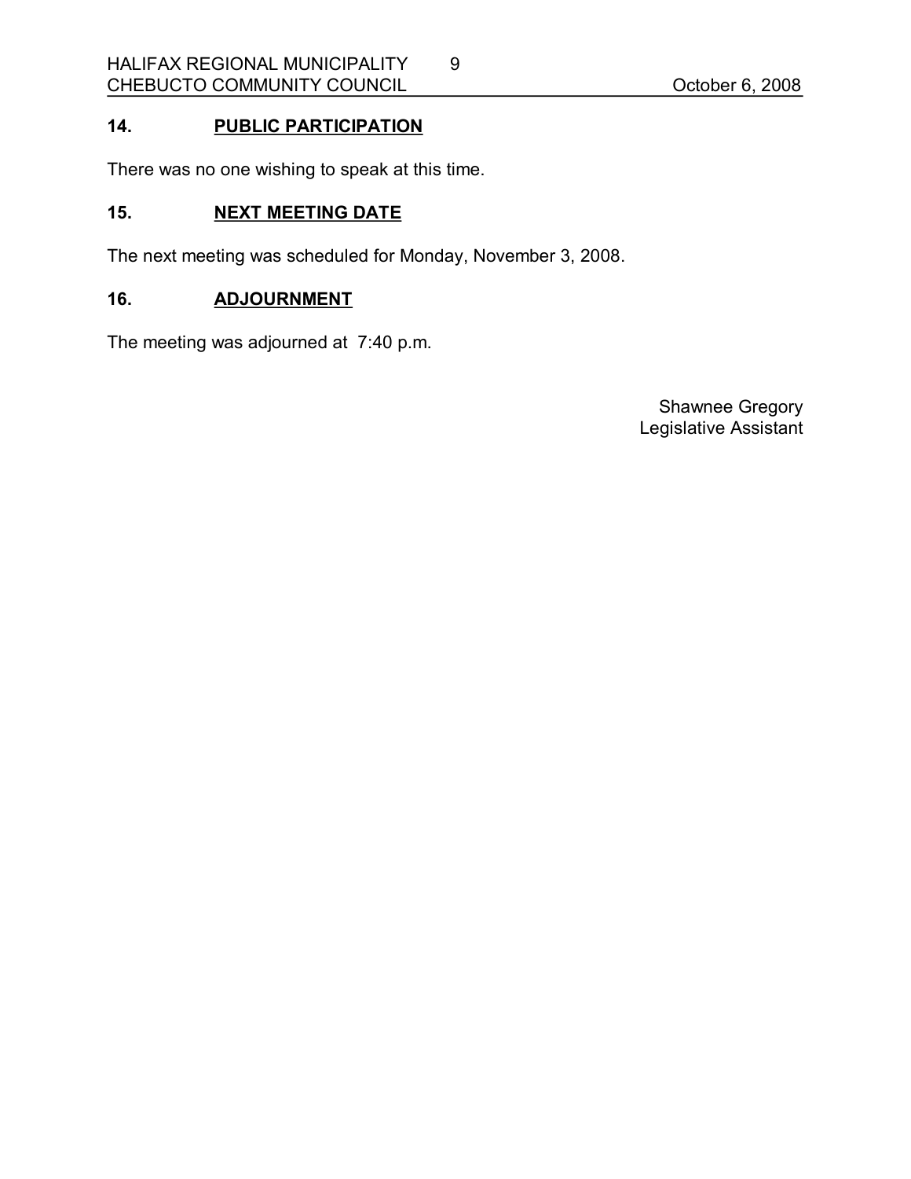## 14. PUBLIC PARTICIPATION

There was no one wishing to speak at this time.

## 15. NEXT MEETING DATE

The next meeting was scheduled for Monday, November 3, 2008.

## 16. ADJOURNMENT

The meeting was adjourned at 7:40 p.m.

Shawnee Gregory
Legislative Assistant